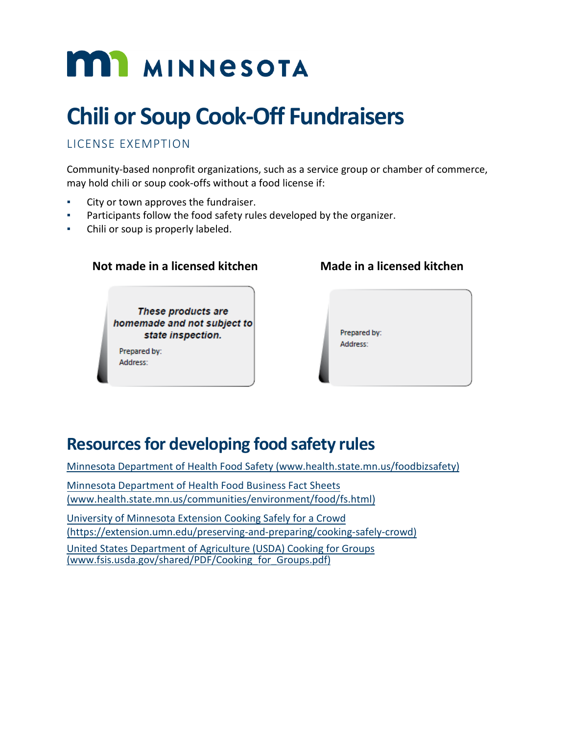MINNESOTA

# Chili or Soup Cook-Off Fundraisers

LICENSE EXEMPTION

Community-based nonprofit organizations, such as a service group or chamber of commerce, may hold chili or soup cook-offs without a food license if:

- City or town approves the fundraiser.
- Participants follow the food safety rules developed by the organizer.
- Chili or soup is properly labeled.

**Not made in a licensed kitchen**

***These products are homemade and not subject to state inspection.***

Prepared by:
Address:

**Made in a licensed kitchen**

Prepared by:
Address:

## Resources for developing food safety rules

[Minnesota Department of Health Food Safety (www.health.state.mn.us/foodbizsafety)](www.health.state.mn.us/foodbizsafety)

[Minnesota Department of Health Food Business Fact Sheets (www.health.state.mn.us/communities/environment/food/fs.html)](www.health.state.mn.us/communities/environment/food/fs.html)

[University of Minnesota Extension Cooking Safely for a Crowd (https://extension.umn.edu/preserving-and-preparing/cooking-safely-crowd)](https://extension.umn.edu/preserving-and-preparing/cooking-safely-crowd)

[United States Department of Agriculture (USDA) Cooking for Groups (www.fsis.usda.gov/shared/PDF/Cooking_for_Groups.pdf)](www.fsis.usda.gov/shared/PDF/Cooking_for_Groups.pdf)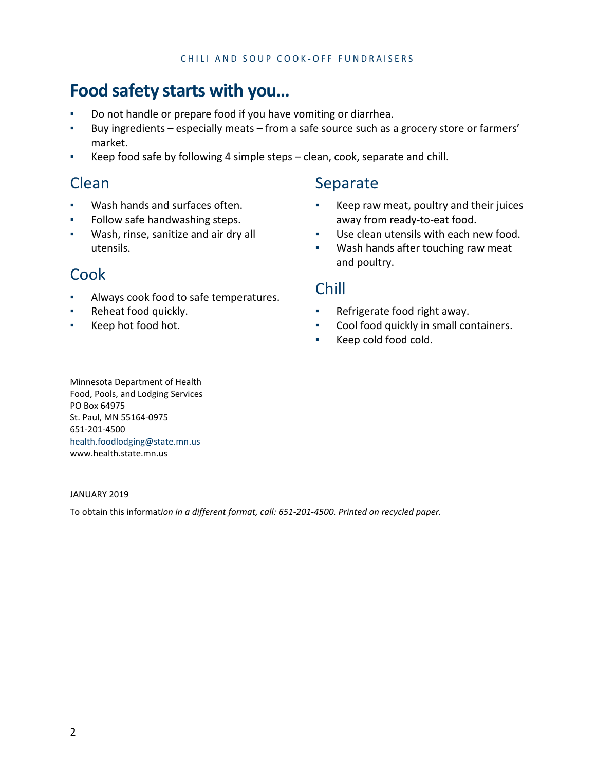# Food safety starts with you...

- Do not handle or prepare food if you have vomiting or diarrhea.
- Buy ingredients – especially meats – from a safe source such as a grocery store or farmers' market.
- Keep food safe by following 4 simple steps – clean, cook, separate and chill.

## Clean

- Wash hands and surfaces often.
- Follow safe handwashing steps.
- Wash, rinse, sanitize and air dry all utensils.

## Cook

- Always cook food to safe temperatures.
- Reheat food quickly.
- Keep hot food hot.

## Separate

- Keep raw meat, poultry and their juices away from ready-to-eat food.
- Use clean utensils with each new food.
- Wash hands after touching raw meat and poultry.

## Chill

- Refrigerate food right away.
- Cool food quickly in small containers.
- Keep cold food cold.

Minnesota Department of Health
Food, Pools, and Lodging Services
PO Box 64975
St. Paul, MN 55164-0975
651-201-4500
health.foodlodging@state.mn.us
www.health.state.mn.us

JANUARY 2019

To obtain this informat*ion in a different format, call: 651-201-4500. Printed on recycled paper.*